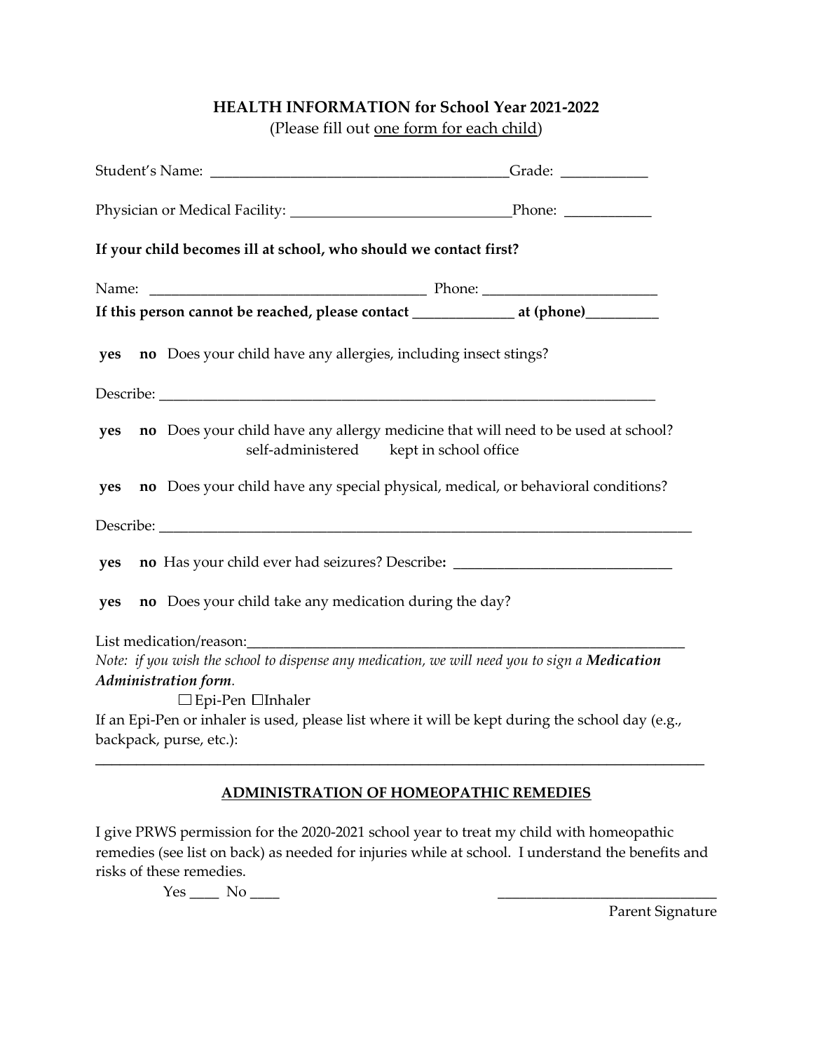## HEALTH INFORMATION for School Year 2021-2022

(Please fill out one form for each child)

Student's Name: ________________________________________Grade: ___________

Physician or Medical Facility: ____________________________Phone: ___________

**If your child becomes ill at school, who should we contact first?**

Name: ____________________________________ Phone: ______________________

**If this person cannot be reached, please contact _____________ at (phone)_________**

**yes** **no** Does your child have any allergies, including insect stings?

Describe: _________________________________________________________________

**yes** **no** Does your child have any allergy medicine that will need to be used at school?
self-administered kept in school office

**yes** **no** Does your child have any special physical, medical, or behavioral conditions?

Describe: ______________________________________________________________________

**yes** **no** Has your child ever had seizures? Describe**:** _____________________________

**yes** **no** Does your child take any medication during the day?

List medication/reason:___________________________________________________________

*Note: if you wish the school to dispense any medication, we will need you to sign a* ***Medication Administration form****.*

☐ Epi-Pen ☐Inhaler

If an Epi-Pen or inhaler is used, please list where it will be kept during the school day (e.g., backpack, purse, etc.):

_______________________________________________________________________________

## ADMINISTRATION OF HOMEOPATHIC REMEDIES

I give PRWS permission for the 2020-2021 school year to treat my child with homeopathic remedies (see list on back) as needed for injuries while at school. I understand the benefits and risks of these remedies.

Yes ____ No ____ ______________________________

Parent Signature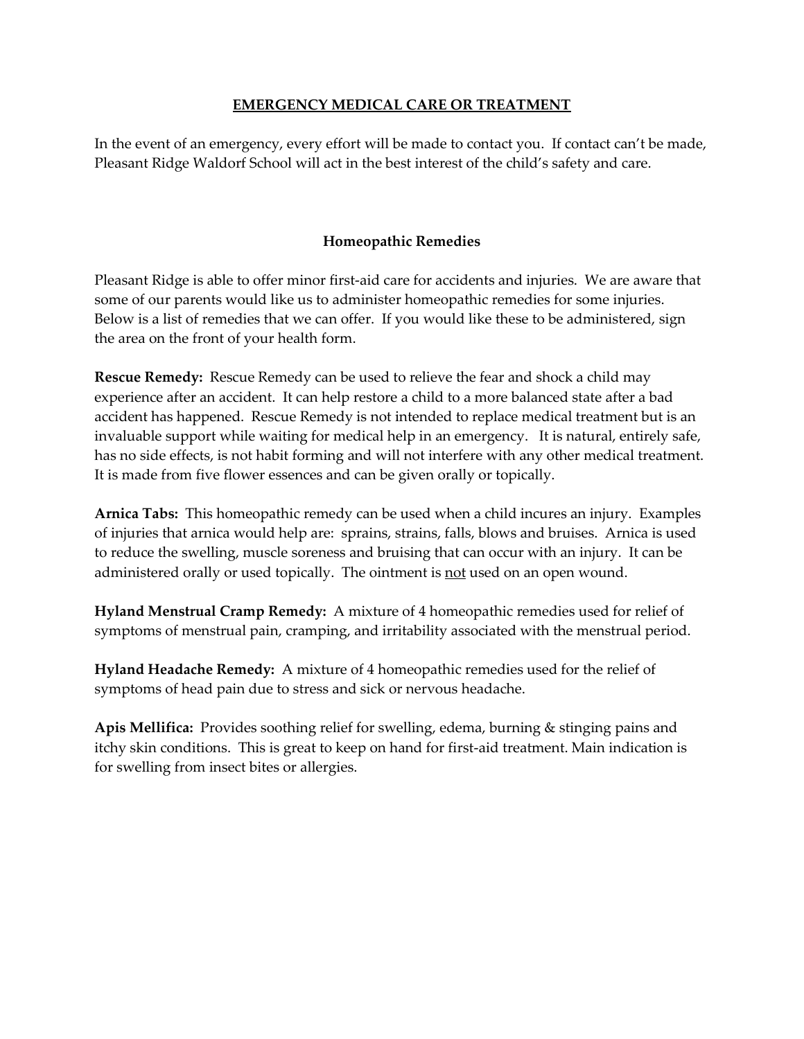## EMERGENCY MEDICAL CARE OR TREATMENT

In the event of an emergency, every effort will be made to contact you. If contact can't be made, Pleasant Ridge Waldorf School will act in the best interest of the child's safety and care.

### Homeopathic Remedies

Pleasant Ridge is able to offer minor first-aid care for accidents and injuries. We are aware that some of our parents would like us to administer homeopathic remedies for some injuries. Below is a list of remedies that we can offer. If you would like these to be administered, sign the area on the front of your health form.

**Rescue Remedy:** Rescue Remedy can be used to relieve the fear and shock a child may experience after an accident. It can help restore a child to a more balanced state after a bad accident has happened. Rescue Remedy is not intended to replace medical treatment but is an invaluable support while waiting for medical help in an emergency. It is natural, entirely safe, has no side effects, is not habit forming and will not interfere with any other medical treatment. It is made from five flower essences and can be given orally or topically.

**Arnica Tabs:** This homeopathic remedy can be used when a child incures an injury. Examples of injuries that arnica would help are: sprains, strains, falls, blows and bruises. Arnica is used to reduce the swelling, muscle soreness and bruising that can occur with an injury. It can be administered orally or used topically. The ointment is <u>not</u> used on an open wound.

**Hyland Menstrual Cramp Remedy:** A mixture of 4 homeopathic remedies used for relief of symptoms of menstrual pain, cramping, and irritability associated with the menstrual period.

**Hyland Headache Remedy:** A mixture of 4 homeopathic remedies used for the relief of symptoms of head pain due to stress and sick or nervous headache.

**Apis Mellifica:** Provides soothing relief for swelling, edema, burning & stinging pains and itchy skin conditions. This is great to keep on hand for first-aid treatment. Main indication is for swelling from insect bites or allergies.